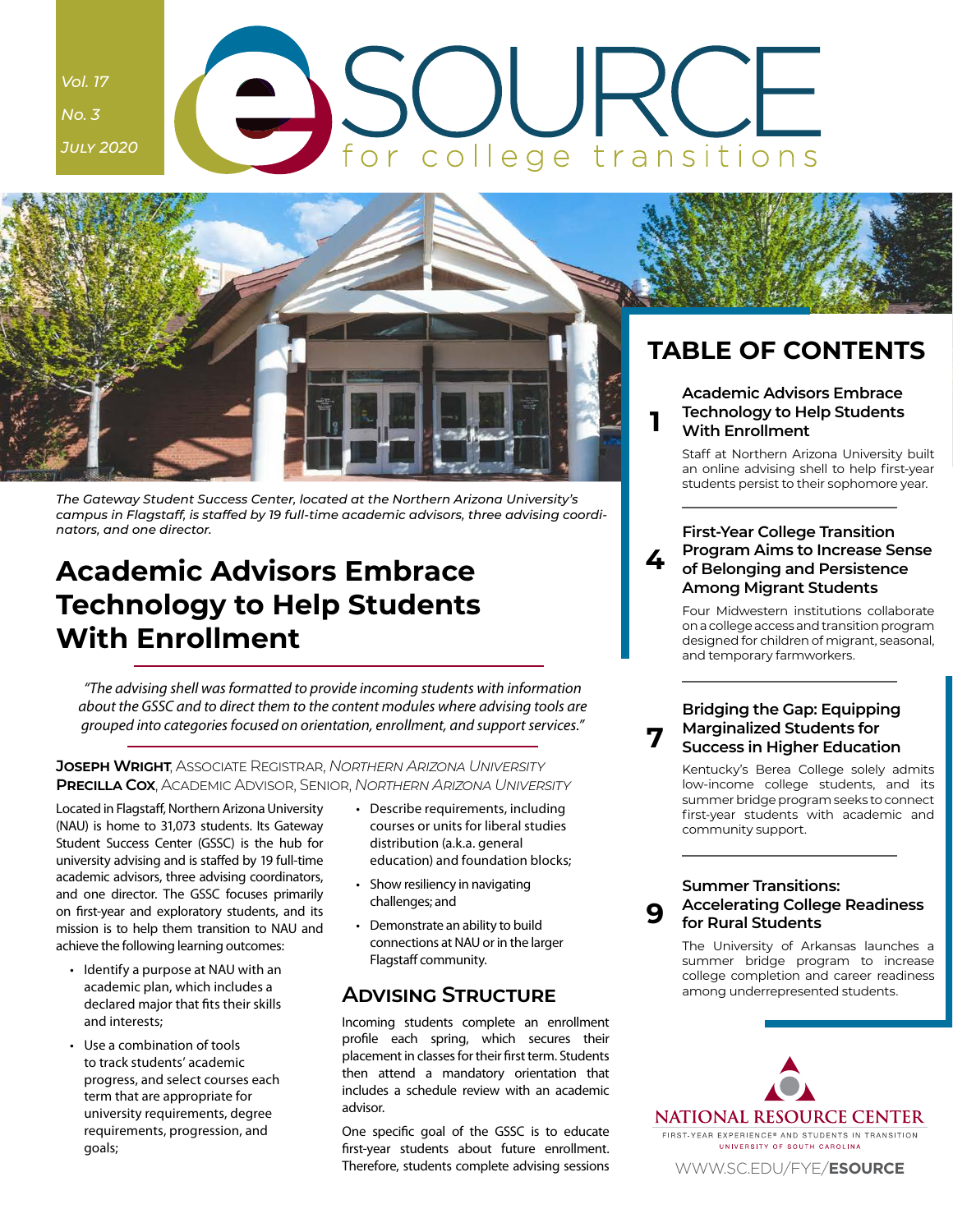Vol. 17

No. 3

July 2020

# eSOURCE for college transitions

The Gateway Student Success Center, located at the Northern Arizona University's campus in Flagstaff, is staffed by 19 full-time academic advisors, three advising coordinators, and one director.

## TABLE OF CONTENTS

**1** **Academic Advisors Embrace Technology to Help Students With Enrollment**

Staff at Northern Arizona University built an online advising shell to help first-year students persist to their sophomore year.

**4** **First-Year College Transition Program Aims to Increase Sense of Belonging and Persistence Among Migrant Students**

Four Midwestern institutions collaborate on a college access and transition program designed for children of migrant, seasonal, and temporary farmworkers.

**7** **Bridging the Gap: Equipping Marginalized Students for Success in Higher Education**

Kentucky's Berea College solely admits low-income college students, and its summer bridge program seeks to connect first-year students with academic and community support.

**9** **Summer Transitions: Accelerating College Readiness for Rural Students**

The University of Arkansas launches a summer bridge program to increase college completion and career readiness among underrepresented students.

# Academic Advisors Embrace Technology to Help Students With Enrollment

*"The advising shell was formatted to provide incoming students with information about the GSSC and to direct them to the content modules where advising tools are grouped into categories focused on orientation, enrollment, and support services."*

**Joseph Wright**, Associate Registrar, *Northern Arizona University*
**Precilla Cox**, Academic Advisor, Senior, *Northern Arizona University*

Located in Flagstaff, Northern Arizona University (NAU) is home to 31,073 students. Its Gateway Student Success Center (GSSC) is the hub for university advising and is staffed by 19 full-time academic advisors, three advising coordinators, and one director. The GSSC focuses primarily on first-year and exploratory students, and its mission is to help them transition to NAU and achieve the following learning outcomes:

- Identify a purpose at NAU with an academic plan, which includes a declared major that fits their skills and interests;
- Use a combination of tools to track students' academic progress, and select courses each term that are appropriate for university requirements, degree requirements, progression, and goals;
- Describe requirements, including courses or units for liberal studies distribution (a.k.a. general education) and foundation blocks;
- Show resiliency in navigating challenges; and
- Demonstrate an ability to build connections at NAU or in the larger Flagstaff community.

## Advising Structure

Incoming students complete an enrollment profile each spring, which secures their placement in classes for their first term. Students then attend a mandatory orientation that includes a schedule review with an academic advisor.

One specific goal of the GSSC is to educate first-year students about future enrollment. Therefore, students complete advising sessions

NATIONAL RESOURCE CENTER
FIRST-YEAR EXPERIENCE® AND STUDENTS IN TRANSITION
UNIVERSITY OF SOUTH CAROLINA

WWW.SC.EDU/FYE/**ESOURCE**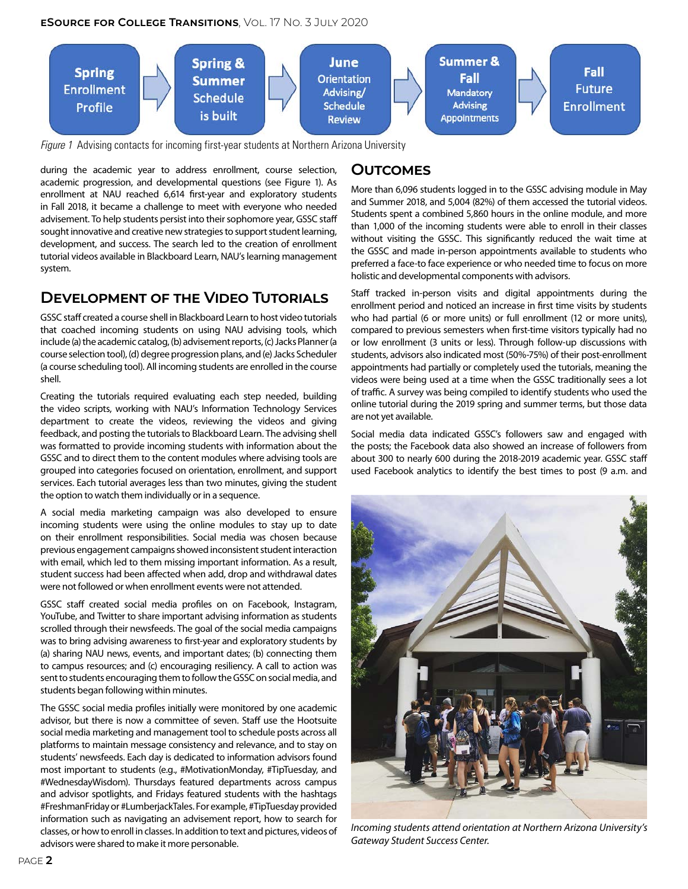Spring Enrollment Profile → Spring & Summer Schedule is built → June Orientation Advising/ Schedule Review → Summer & Fall Mandatory Advising Appointments → Fall Future Enrollment

*Figure 1* Advising contacts for incoming first-year students at Northern Arizona University

during the academic year to address enrollment, course selection, academic progression, and developmental questions (see Figure 1). As enrollment at NAU reached 6,614 first-year and exploratory students in Fall 2018, it became a challenge to meet with everyone who needed advisement. To help students persist into their sophomore year, GSSC staff sought innovative and creative new strategies to support student learning, development, and success. The search led to the creation of enrollment tutorial videos available in Blackboard Learn, NAU's learning management system.

## Development of the Video Tutorials

GSSC staff created a course shell in Blackboard Learn to host video tutorials that coached incoming students on using NAU advising tools, which include (a) the academic catalog, (b) advisement reports, (c) Jacks Planner (a course selection tool), (d) degree progression plans, and (e) Jacks Scheduler (a course scheduling tool). All incoming students are enrolled in the course shell.

Creating the tutorials required evaluating each step needed, building the video scripts, working with NAU's Information Technology Services department to create the videos, reviewing the videos and giving feedback, and posting the tutorials to Blackboard Learn. The advising shell was formatted to provide incoming students with information about the GSSC and to direct them to the content modules where advising tools are grouped into categories focused on orientation, enrollment, and support services. Each tutorial averages less than two minutes, giving the student the option to watch them individually or in a sequence.

A social media marketing campaign was also developed to ensure incoming students were using the online modules to stay up to date on their enrollment responsibilities. Social media was chosen because previous engagement campaigns showed inconsistent student interaction with email, which led to them missing important information. As a result, student success had been affected when add, drop and withdrawal dates were not followed or when enrollment events were not attended.

GSSC staff created social media profiles on on Facebook, Instagram, YouTube, and Twitter to share important advising information as students scrolled through their newsfeeds. The goal of the social media campaigns was to bring advising awareness to first-year and exploratory students by (a) sharing NAU news, events, and important dates; (b) connecting them to campus resources; and (c) encouraging resiliency. A call to action was sent to students encouraging them to follow the GSSC on social media, and students began following within minutes.

The GSSC social media profiles initially were monitored by one academic advisor, but there is now a committee of seven. Staff use the Hootsuite social media marketing and management tool to schedule posts across all platforms to maintain message consistency and relevance, and to stay on students' newsfeeds. Each day is dedicated to information advisors found most important to students (e.g., #MotivationMonday, #TipTuesday, and #WednesdayWisdom). Thursdays featured departments across campus and advisor spotlights, and Fridays featured students with the hashtags #FreshmanFriday or #LumberjackTales. For example, #TipTuesday provided information such as navigating an advisement report, how to search for classes, or how to enroll in classes. In addition to text and pictures, videos of advisors were shared to make it more personable.

## Outcomes

More than 6,096 students logged in to the GSSC advising module in May and Summer 2018, and 5,004 (82%) of them accessed the tutorial videos. Students spent a combined 5,860 hours in the online module, and more than 1,000 of the incoming students were able to enroll in their classes without visiting the GSSC. This significantly reduced the wait time at the GSSC and made in-person appointments available to students who preferred a face-to face experience or who needed time to focus on more holistic and developmental components with advisors.

Staff tracked in-person visits and digital appointments during the enrollment period and noticed an increase in first time visits by students who had partial (6 or more units) or full enrollment (12 or more units), compared to previous semesters when first-time visitors typically had no or low enrollment (3 units or less). Through follow-up discussions with students, advisors also indicated most (50%-75%) of their post-enrollment appointments had partially or completely used the tutorials, meaning the videos were being used at a time when the GSSC traditionally sees a lot of traffic. A survey was being compiled to identify students who used the online tutorial during the 2019 spring and summer terms, but those data are not yet available.

Social media data indicated GSSC's followers saw and engaged with the posts; the Facebook data also showed an increase of followers from about 300 to nearly 600 during the 2018-2019 academic year. GSSC staff used Facebook analytics to identify the best times to post (9 a.m. and

*Incoming students attend orientation at Northern Arizona University's Gateway Student Success Center.*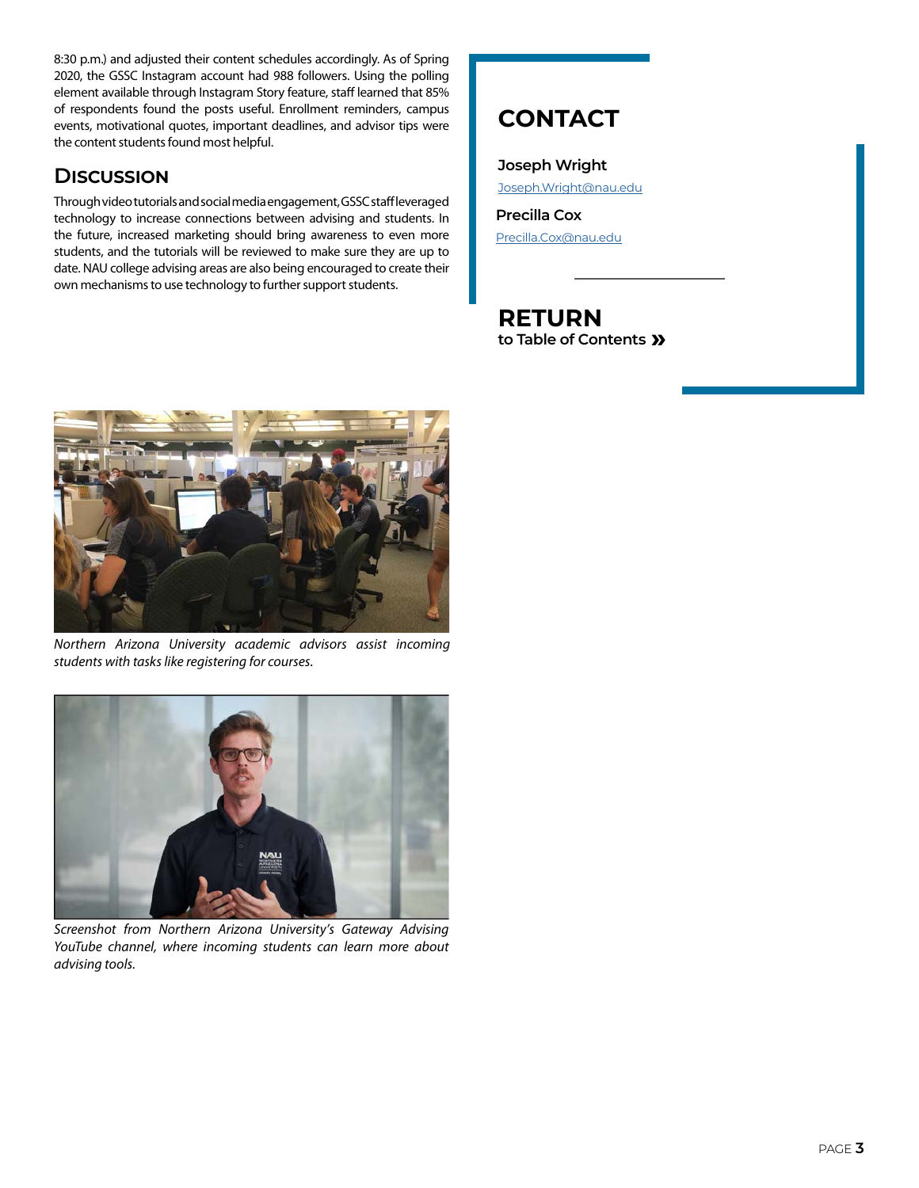8:30 p.m.) and adjusted their content schedules accordingly. As of Spring 2020, the GSSC Instagram account had 988 followers. Using the polling element available through Instagram Story feature, staff learned that 85% of respondents found the posts useful. Enrollment reminders, campus events, motivational quotes, important deadlines, and advisor tips were the content students found most helpful.

## Discussion

Through video tutorials and social media engagement, GSSC staff leveraged technology to increase connections between advising and students. In the future, increased marketing should bring awareness to even more students, and the tutorials will be reviewed to make sure they are up to date. NAU college advising areas are also being encouraged to create their own mechanisms to use technology to further support students.

*Northern Arizona University academic advisors assist incoming students with tasks like registering for courses.*

*Screenshot from Northern Arizona University's Gateway Advising YouTube channel, where incoming students can learn more about advising tools.*

## CONTACT

**Joseph Wright**

Joseph.Wright@nau.edu

**Precilla Cox**

Precilla.Cox@nau.edu

**RETURN**
**to Table of Contents »**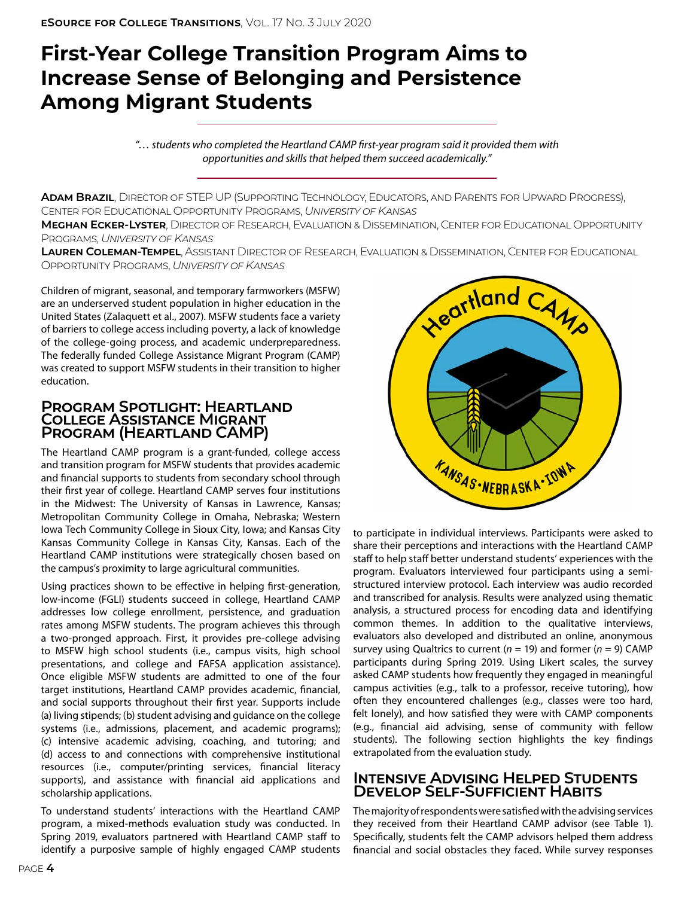# First-Year College Transition Program Aims to Increase Sense of Belonging and Persistence Among Migrant Students

*"… students who completed the Heartland CAMP first-year program said it provided them with opportunities and skills that helped them succeed academically."*

**Adam Brazil**, Director of STEP UP (Supporting Technology, Educators, and Parents for Upward Progress), Center for Educational Opportunity Programs, *University of Kansas*

**Meghan Ecker-Lyster**, Director of Research, Evaluation & Dissemination, Center for Educational Opportunity Programs, *University of Kansas*

**Lauren Coleman-Tempel**, Assistant Director of Research, Evaluation & Dissemination, Center for Educational Opportunity Programs, *University of Kansas*

Children of migrant, seasonal, and temporary farmworkers (MSFW) are an underserved student population in higher education in the United States (Zalaquett et al., 2007). MSFW students face a variety of barriers to college access including poverty, a lack of knowledge of the college-going process, and academic underpreparedness. The federally funded College Assistance Migrant Program (CAMP) was created to support MSFW students in their transition to higher education.

## Program Spotlight: Heartland College Assistance Migrant Program (Heartland CAMP)

The Heartland CAMP program is a grant-funded, college access and transition program for MSFW students that provides academic and financial supports to students from secondary school through their first year of college. Heartland CAMP serves four institutions in the Midwest: The University of Kansas in Lawrence, Kansas; Metropolitan Community College in Omaha, Nebraska; Western Iowa Tech Community College in Sioux City, Iowa; and Kansas City Kansas Community College in Kansas City, Kansas. Each of the Heartland CAMP institutions were strategically chosen based on the campus's proximity to large agricultural communities.

Using practices shown to be effective in helping first-generation, low-income (FGLI) students succeed in college, Heartland CAMP addresses low college enrollment, persistence, and graduation rates among MSFW students. The program achieves this through a two-pronged approach. First, it provides pre-college advising to MSFW high school students (i.e., campus visits, high school presentations, and college and FAFSA application assistance). Once eligible MSFW students are admitted to one of the four target institutions, Heartland CAMP provides academic, financial, and social supports throughout their first year. Supports include (a) living stipends; (b) student advising and guidance on the college systems (i.e., admissions, placement, and academic programs); (c) intensive academic advising, coaching, and tutoring; and (d) access to and connections with comprehensive institutional resources (i.e., computer/printing services, financial literacy supports), and assistance with financial aid applications and scholarship applications.

To understand students' interactions with the Heartland CAMP program, a mixed-methods evaluation study was conducted. In Spring 2019, evaluators partnered with Heartland CAMP staff to identify a purposive sample of highly engaged CAMP students to participate in individual interviews. Participants were asked to share their perceptions and interactions with the Heartland CAMP staff to help staff better understand students' experiences with the program. Evaluators interviewed four participants using a semi-structured interview protocol. Each interview was audio recorded and transcribed for analysis. Results were analyzed using thematic analysis, a structured process for encoding data and identifying common themes. In addition to the qualitative interviews, evaluators also developed and distributed an online, anonymous survey using Qualtrics to current ($n$ = 19) and former ($n$ = 9) CAMP participants during Spring 2019. Using Likert scales, the survey asked CAMP students how frequently they engaged in meaningful campus activities (e.g., talk to a professor, receive tutoring), how often they encountered challenges (e.g., classes were too hard, felt lonely), and how satisfied they were with CAMP components (e.g., financial aid advising, sense of community with fellow students). The following section highlights the key findings extrapolated from the evaluation study.

## Intensive Advising Helped Students Develop Self-Sufficient Habits

The majority of respondents were satisfied with the advising services they received from their Heartland CAMP advisor (see Table 1). Specifically, students felt the CAMP advisors helped them address financial and social obstacles they faced. While survey responses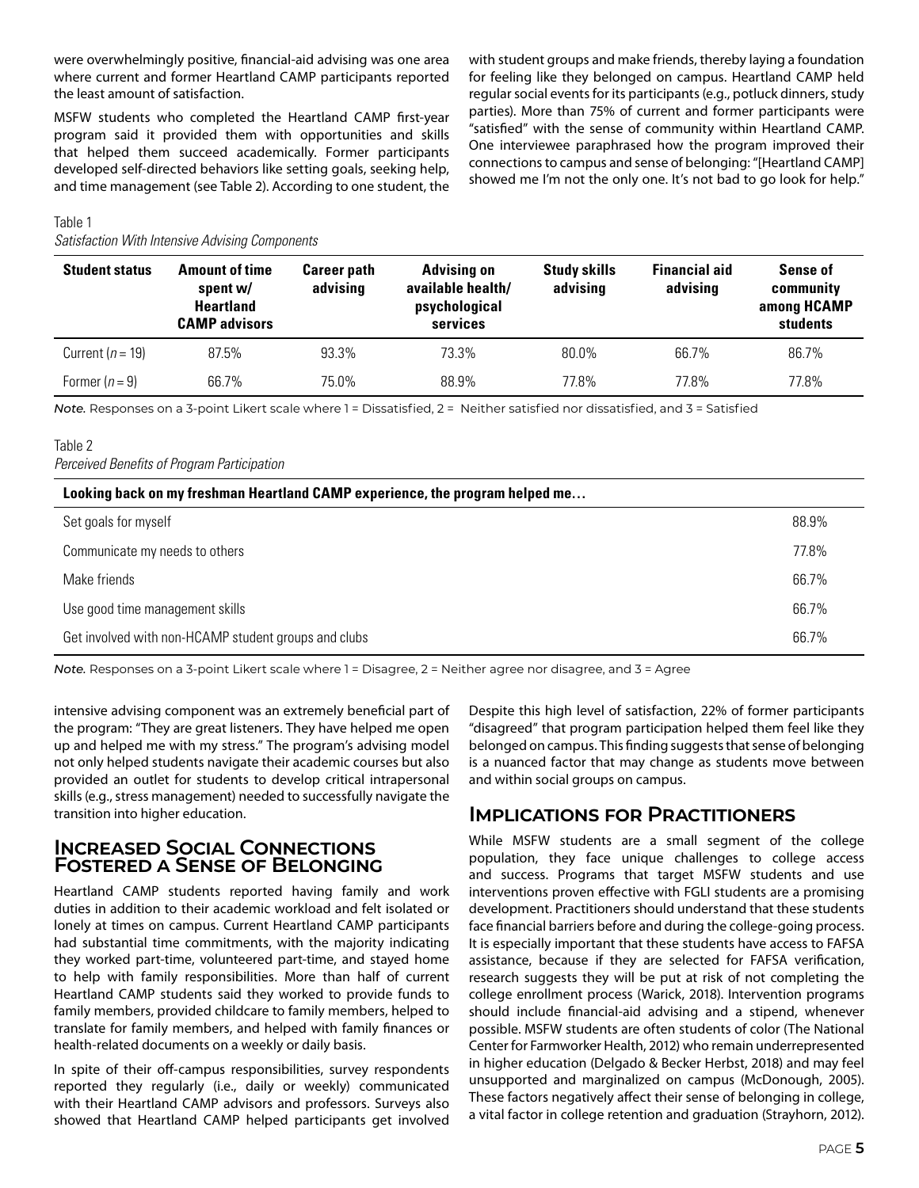were overwhelmingly positive, financial-aid advising was one area where current and former Heartland CAMP participants reported the least amount of satisfaction.

MSFW students who completed the Heartland CAMP first-year program said it provided them with opportunities and skills that helped them succeed academically. Former participants developed self-directed behaviors like setting goals, seeking help, and time management (see Table 2). According to one student, the intensive advising component was an extremely beneficial part of the program: "They are great listeners. They have helped me open up and helped me with my stress." The program's advising model not only helped students navigate their academic courses but also provided an outlet for students to develop critical intrapersonal skills (e.g., stress management) needed to successfully navigate the transition into higher education.

Table 1
*Satisfaction With Intensive Advising Components*

| Student status | Amount of time spent w/ Heartland CAMP advisors | Career path advising | Advising on available health/ psychological services | Study skills advising | Financial aid advising | Sense of community among HCAMP students |
|---|---|---|---|---|---|---|
| Current ($n = 19$) | 87.5% | 93.3% | 73.3% | 80.0% | 66.7% | 86.7% |
| Former ($n = 9$) | 66.7% | 75.0% | 88.9% | 77.8% | 77.8% | 77.8% |

*Note.* Responses on a 3-point Likert scale where 1 = Dissatisfied, 2 = Neither satisfied nor dissatisfied, and 3 = Satisfied

Table 2
*Perceived Benefits of Program Participation*

| Looking back on my freshman Heartland CAMP experience, the program helped me… | |
|---|---|
| Set goals for myself | 88.9% |
| Communicate my needs to others | 77.8% |
| Make friends | 66.7% |
| Use good time management skills | 66.7% |
| Get involved with non-HCAMP student groups and clubs | 66.7% |

*Note.* Responses on a 3-point Likert scale where 1 = Disagree, 2 = Neither agree nor disagree, and 3 = Agree

## Increased Social Connections Fostered a Sense of Belonging

Heartland CAMP students reported having family and work duties in addition to their academic workload and felt isolated or lonely at times on campus. Current Heartland CAMP participants had substantial time commitments, with the majority indicating they worked part-time, volunteered part-time, and stayed home to help with family responsibilities. More than half of current Heartland CAMP students said they worked to provide funds to family members, provided childcare to family members, helped to translate for family members, and helped with family finances or health-related documents on a weekly or daily basis.

In spite of their off-campus responsibilities, survey respondents reported they regularly (i.e., daily or weekly) communicated with their Heartland CAMP advisors and professors. Surveys also showed that Heartland CAMP helped participants get involved with student groups and make friends, thereby laying a foundation for feeling like they belonged on campus. Heartland CAMP held regular social events for its participants (e.g., potluck dinners, study parties). More than 75% of current and former participants were "satisfied" with the sense of community within Heartland CAMP. One interviewee paraphrased how the program improved their connections to campus and sense of belonging: "[Heartland CAMP] showed me I'm not the only one. It's not bad to go look for help."

Despite this high level of satisfaction, 22% of former participants "disagreed" that program participation helped them feel like they belonged on campus. This finding suggests that sense of belonging is a nuanced factor that may change as students move between and within social groups on campus.

## Implications for Practitioners

While MSFW students are a small segment of the college population, they face unique challenges to college access and success. Programs that target MSFW students and use interventions proven effective with FGLI students are a promising development. Practitioners should understand that these students face financial barriers before and during the college-going process. It is especially important that these students have access to FAFSA assistance, because if they are selected for FAFSA verification, research suggests they will be put at risk of not completing the college enrollment process (Warick, 2018). Intervention programs should include financial-aid advising and a stipend, whenever possible. MSFW students are often students of color (The National Center for Farmworker Health, 2012) who remain underrepresented in higher education (Delgado & Becker Herbst, 2018) and may feel unsupported and marginalized on campus (McDonough, 2005). These factors negatively affect their sense of belonging in college, a vital factor in college retention and graduation (Strayhorn, 2012).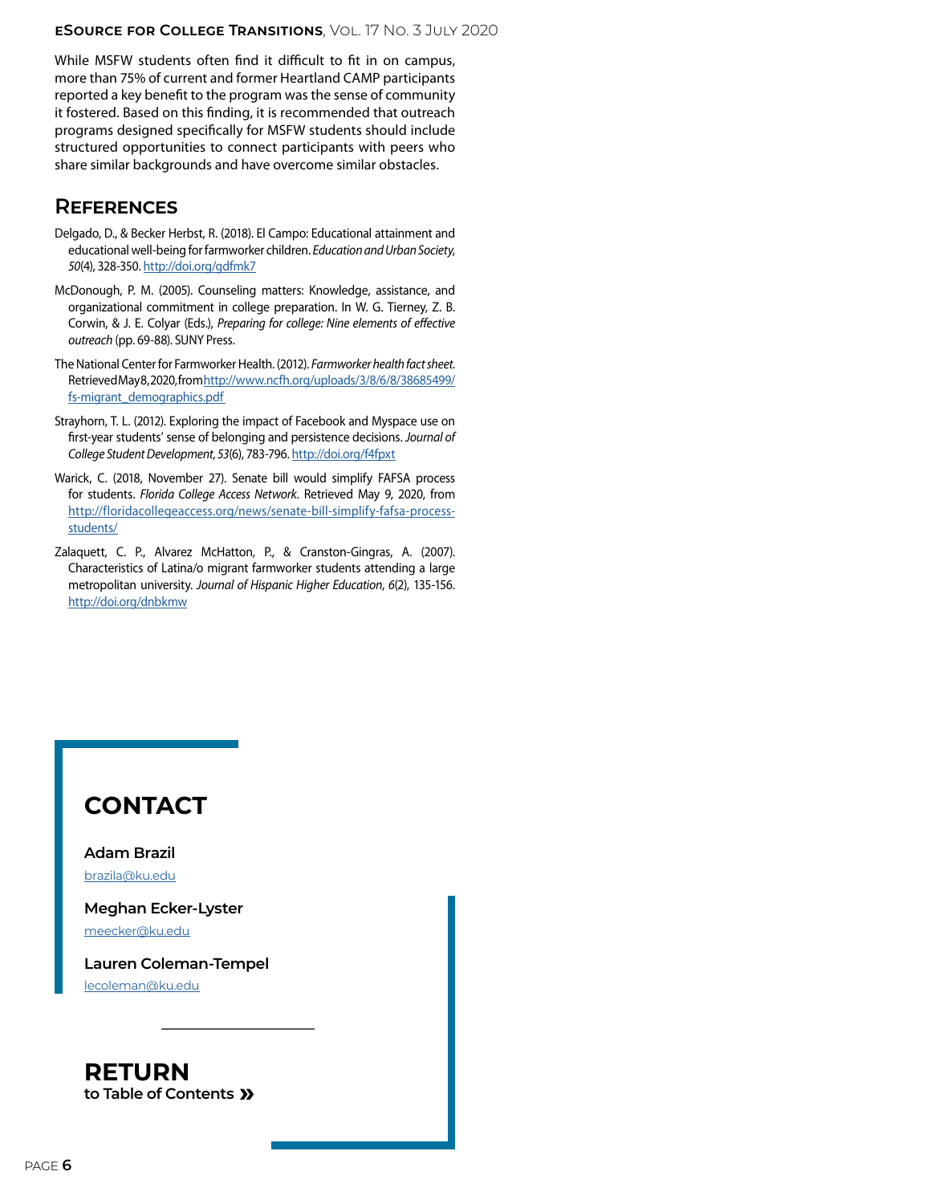While MSFW students often find it difficult to fit in on campus, more than 75% of current and former Heartland CAMP participants reported a key benefit to the program was the sense of community it fostered. Based on this finding, it is recommended that outreach programs designed specifically for MSFW students should include structured opportunities to connect participants with peers who share similar backgrounds and have overcome similar obstacles.

## References

Delgado, D., & Becker Herbst, R. (2018). El Campo: Educational attainment and educational well-being for farmworker children. *Education and Urban Society, 50*(4), 328-350. http://doi.org/gdfmk7

McDonough, P. M. (2005). Counseling matters: Knowledge, assistance, and organizational commitment in college preparation. In W. G. Tierney, Z. B. Corwin, & J. E. Colyar (Eds.), *Preparing for college: Nine elements of effective outreach* (pp. 69-88). SUNY Press.

The National Center for Farmworker Health. (2012). *Farmworker health fact sheet.* Retrieved May 8, 2020, from http://www.ncfh.org/uploads/3/8/6/8/38685499/fs-migrant_demographics.pdf

Strayhorn, T. L. (2012). Exploring the impact of Facebook and Myspace use on first-year students' sense of belonging and persistence decisions. *Journal of College Student Development, 53*(6), 783-796. http://doi.org/f4fpxt

Warick, C. (2018, November 27). Senate bill would simplify FAFSA process for students. *Florida College Access Network*. Retrieved May 9, 2020, from http://floridacollegeaccess.org/news/senate-bill-simplify-fafsa-process-students/

Zalaquett, C. P., Alvarez McHatton, P., & Cranston-Gingras, A. (2007). Characteristics of Latina/o migrant farmworker students attending a large metropolitan university. *Journal of Hispanic Higher Education, 6*(2), 135-156. http://doi.org/dnbkmw

## CONTACT

**Adam Brazil**
brazila@ku.edu

**Meghan Ecker-Lyster**
meecker@ku.edu

**Lauren Coleman-Tempel**
lecoleman@ku.edu

**RETURN**
**to Table of Contents »**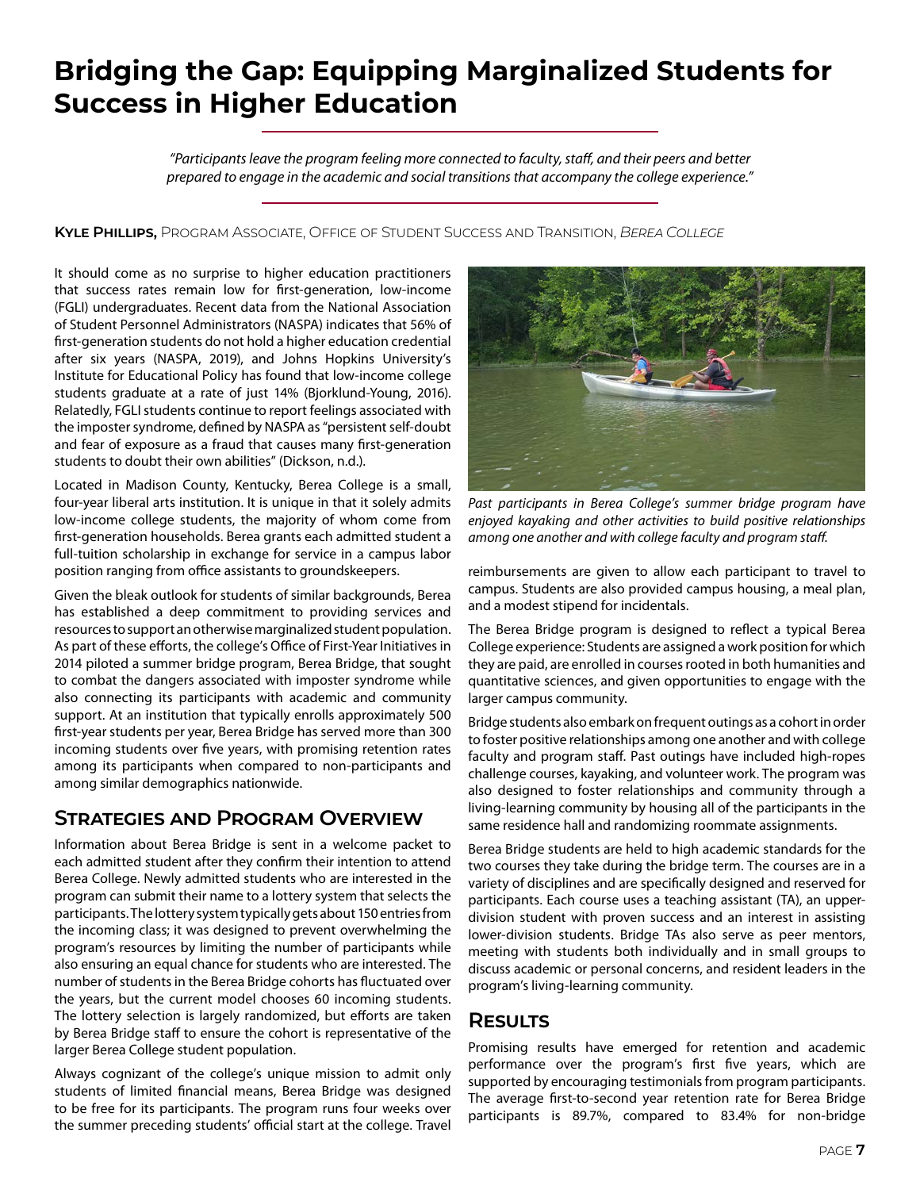# Bridging the Gap: Equipping Marginalized Students for Success in Higher Education

*"Participants leave the program feeling more connected to faculty, staff, and their peers and better prepared to engage in the academic and social transitions that accompany the college experience."*

**Kyle Phillips,** Program Associate, Office of Student Success and Transition, *Berea College*

It should come as no surprise to higher education practitioners that success rates remain low for first-generation, low-income (FGLI) undergraduates. Recent data from the National Association of Student Personnel Administrators (NASPA) indicates that 56% of first-generation students do not hold a higher education credential after six years (NASPA, 2019), and Johns Hopkins University's Institute for Educational Policy has found that low-income college students graduate at a rate of just 14% (Bjorklund-Young, 2016). Relatedly, FGLI students continue to report feelings associated with the imposter syndrome, defined by NASPA as "persistent self-doubt and fear of exposure as a fraud that causes many first-generation students to doubt their own abilities" (Dickson, n.d.).

Located in Madison County, Kentucky, Berea College is a small, four-year liberal arts institution. It is unique in that it solely admits low-income college students, the majority of whom come from first-generation households. Berea grants each admitted student a full-tuition scholarship in exchange for service in a campus labor position ranging from office assistants to groundskeepers.

Given the bleak outlook for students of similar backgrounds, Berea has established a deep commitment to providing services and resources to support an otherwise marginalized student population. As part of these efforts, the college's Office of First-Year Initiatives in 2014 piloted a summer bridge program, Berea Bridge, that sought to combat the dangers associated with imposter syndrome while also connecting its participants with academic and community support. At an institution that typically enrolls approximately 500 first-year students per year, Berea Bridge has served more than 300 incoming students over five years, with promising retention rates among its participants when compared to non-participants and among similar demographics nationwide.

## Strategies and Program Overview

Information about Berea Bridge is sent in a welcome packet to each admitted student after they confirm their intention to attend Berea College. Newly admitted students who are interested in the program can submit their name to a lottery system that selects the participants. The lottery system typically gets about 150 entries from the incoming class; it was designed to prevent overwhelming the program's resources by limiting the number of participants while also ensuring an equal chance for students who are interested. The number of students in the Berea Bridge cohorts has fluctuated over the years, but the current model chooses 60 incoming students. The lottery selection is largely randomized, but efforts are taken by Berea Bridge staff to ensure the cohort is representative of the larger Berea College student population.

Always cognizant of the college's unique mission to admit only students of limited financial means, Berea Bridge was designed to be free for its participants. The program runs four weeks over the summer preceding students' official start at the college. Travel reimbursements are given to allow each participant to travel to campus. Students are also provided campus housing, a meal plan, and a modest stipend for incidentals.

*Past participants in Berea College's summer bridge program have enjoyed kayaking and other activities to build positive relationships among one another and with college faculty and program staff.*

The Berea Bridge program is designed to reflect a typical Berea College experience: Students are assigned a work position for which they are paid, are enrolled in courses rooted in both humanities and quantitative sciences, and given opportunities to engage with the larger campus community.

Bridge students also embark on frequent outings as a cohort in order to foster positive relationships among one another and with college faculty and program staff. Past outings have included high-ropes challenge courses, kayaking, and volunteer work. The program was also designed to foster relationships and community through a living-learning community by housing all of the participants in the same residence hall and randomizing roommate assignments.

Berea Bridge students are held to high academic standards for the two courses they take during the bridge term. The courses are in a variety of disciplines and are specifically designed and reserved for participants. Each course uses a teaching assistant (TA), an upper-division student with proven success and an interest in assisting lower-division students. Bridge TAs also serve as peer mentors, meeting with students both individually and in small groups to discuss academic or personal concerns, and resident leaders in the program's living-learning community.

## Results

Promising results have emerged for retention and academic performance over the program's first five years, which are supported by encouraging testimonials from program participants. The average first-to-second year retention rate for Berea Bridge participants is 89.7%, compared to 83.4% for non-bridge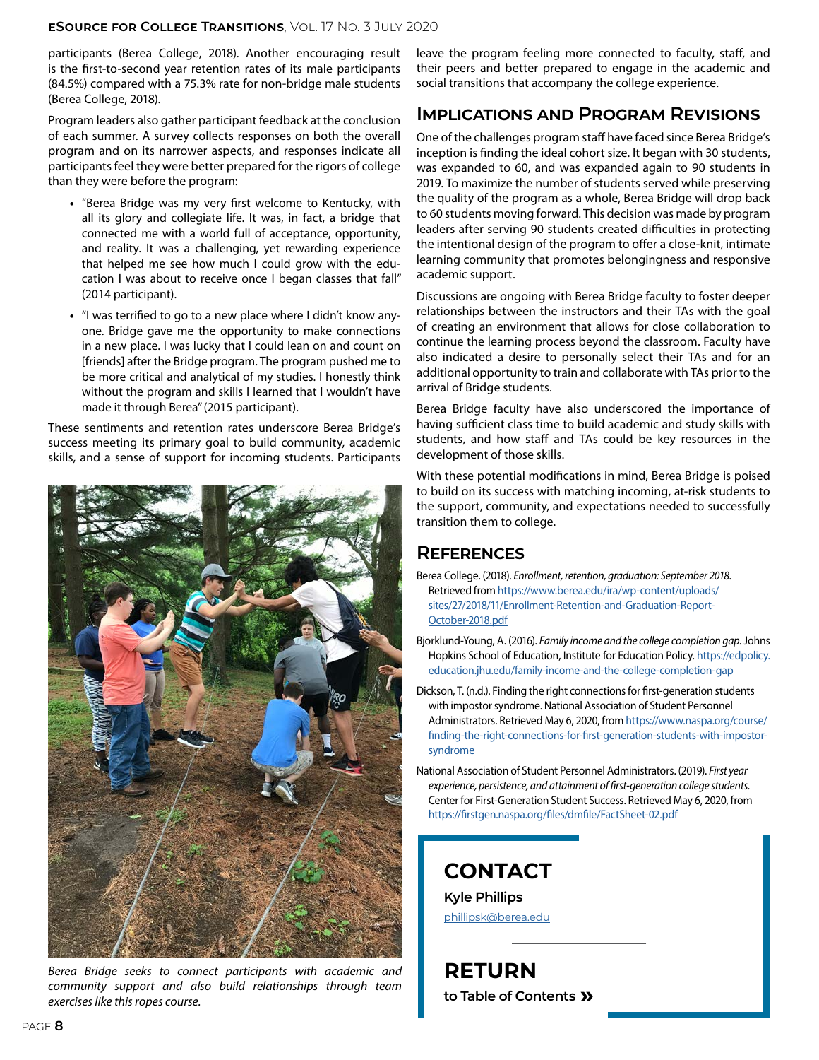participants (Berea College, 2018). Another encouraging result is the first-to-second year retention rates of its male participants (84.5%) compared with a 75.3% rate for non-bridge male students (Berea College, 2018).

Program leaders also gather participant feedback at the conclusion of each summer. A survey collects responses on both the overall program and on its narrower aspects, and responses indicate all participants feel they were better prepared for the rigors of college than they were before the program:

- "Berea Bridge was my very first welcome to Kentucky, with all its glory and collegiate life. It was, in fact, a bridge that connected me with a world full of acceptance, opportunity, and reality. It was a challenging, yet rewarding experience that helped me see how much I could grow with the education I was about to receive once I began classes that fall" (2014 participant).
- "I was terrified to go to a new place where I didn't know anyone. Bridge gave me the opportunity to make connections in a new place. I was lucky that I could lean on and count on [friends] after the Bridge program. The program pushed me to be more critical and analytical of my studies. I honestly think without the program and skills I learned that I wouldn't have made it through Berea" (2015 participant).

These sentiments and retention rates underscore Berea Bridge's success meeting its primary goal to build community, academic skills, and a sense of support for incoming students. Participants leave the program feeling more connected to faculty, staff, and their peers and better prepared to engage in the academic and social transitions that accompany the college experience.

*Berea Bridge seeks to connect participants with academic and community support and also build relationships through team exercises like this ropes course.*

## Implications and Program Revisions

One of the challenges program staff have faced since Berea Bridge's inception is finding the ideal cohort size. It began with 30 students, was expanded to 60, and was expanded again to 90 students in 2019. To maximize the number of students served while preserving the quality of the program as a whole, Berea Bridge will drop back to 60 students moving forward. This decision was made by program leaders after serving 90 students created difficulties in protecting the intentional design of the program to offer a close-knit, intimate learning community that promotes belongingness and responsive academic support.

Discussions are ongoing with Berea Bridge faculty to foster deeper relationships between the instructors and their TAs with the goal of creating an environment that allows for close collaboration to continue the learning process beyond the classroom. Faculty have also indicated a desire to personally select their TAs and for an additional opportunity to train and collaborate with TAs prior to the arrival of Bridge students.

Berea Bridge faculty have also underscored the importance of having sufficient class time to build academic and study skills with students, and how staff and TAs could be key resources in the development of those skills.

With these potential modifications in mind, Berea Bridge is poised to build on its success with matching incoming, at-risk students to the support, community, and expectations needed to successfully transition them to college.

## References

Berea College. (2018). *Enrollment, retention, graduation: September 2018.* Retrieved from https://www.berea.edu/ira/wp-content/uploads/sites/27/2018/11/Enrollment-Retention-and-Graduation-Report-October-2018.pdf

Bjorklund-Young, A. (2016). *Family income and the college completion gap*. Johns Hopkins School of Education, Institute for Education Policy. https://edpolicy.education.jhu.edu/family-income-and-the-college-completion-gap

Dickson, T. (n.d.). Finding the right connections for first-generation students with impostor syndrome. National Association of Student Personnel Administrators. Retrieved May 6, 2020, from https://www.naspa.org/course/finding-the-right-connections-for-first-generation-students-with-impostor-syndrome

National Association of Student Personnel Administrators. (2019). *First year experience, persistence, and attainment of first-generation college students.* Center for First-Generation Student Success. Retrieved May 6, 2020, from https://firstgen.naspa.org/files/dmfile/FactSheet-02.pdf

## Contact

**Kyle Phillips**

phillipsk@berea.edu

## Return

**to Table of Contents »**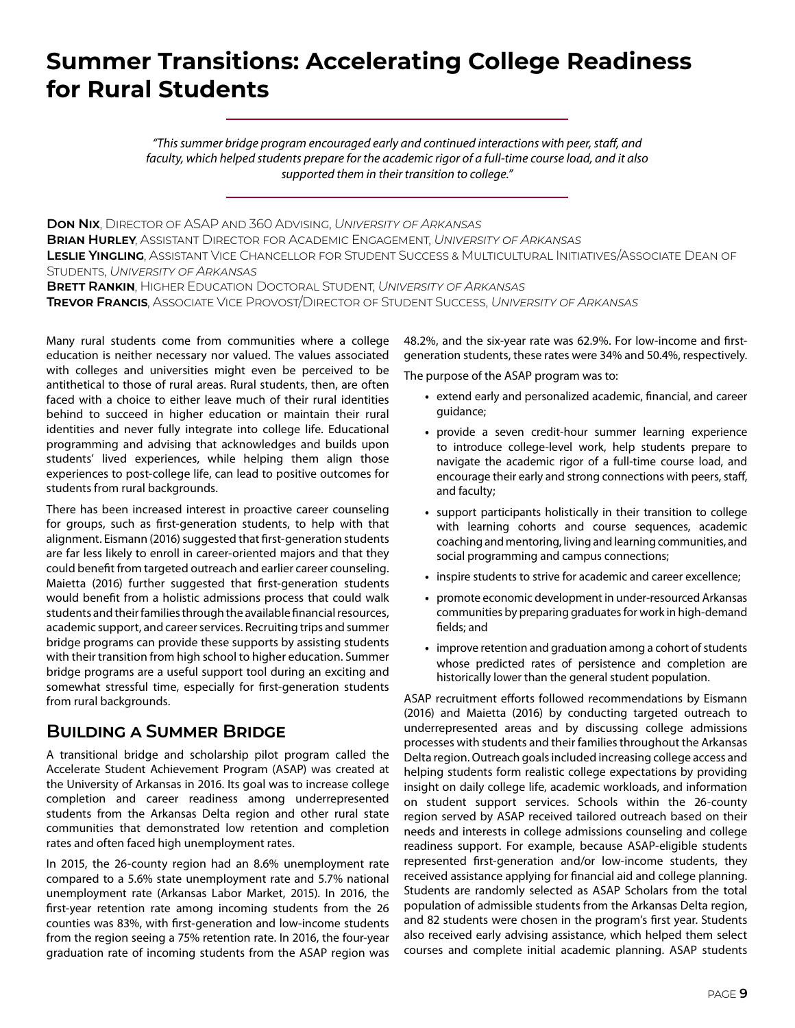# Summary Transitions: Accelerating College Readiness for Rural Students

> *"This summer bridge program encouraged early and continued interactions with peer, staff, and faculty, which helped students prepare for the academic rigor of a full-time course load, and it also supported them in their transition to college."*

**Don Nix**, Director of ASAP and 360 Advising, *University of Arkansas*
**Brian Hurley**, Assistant Director for Academic Engagement, *University of Arkansas*
**Leslie Yingling**, Assistant Vice Chancellor for Student Success & Multicultural Initiatives/Associate Dean of Students, *University of Arkansas*
**Brett Rankin**, Higher Education Doctoral Student, *University of Arkansas*
**Trevor Francis**, Associate Vice Provost/Director of Student Success, *University of Arkansas*

Many rural students come from communities where a college education is neither necessary nor valued. The values associated with colleges and universities might even be perceived to be antithetical to those of rural areas. Rural students, then, are often faced with a choice to either leave much of their rural identities behind to succeed in higher education or maintain their rural identities and never fully integrate into college life. Educational programming and advising that acknowledges and builds upon students' lived experiences, while helping them align those experiences to post-college life, can lead to positive outcomes for students from rural backgrounds.

There has been increased interest in proactive career counseling for groups, such as first-generation students, to help with that alignment. Eismann (2016) suggested that first-generation students are far less likely to enroll in career-oriented majors and that they could benefit from targeted outreach and earlier career counseling. Maietta (2016) further suggested that first-generation students would benefit from a holistic admissions process that could walk students and their families through the available financial resources, academic support, and career services. Recruiting trips and summer bridge programs can provide these supports by assisting students with their transition from high school to higher education. Summer bridge programs are a useful support tool during an exciting and somewhat stressful time, especially for first-generation students from rural backgrounds.

## Building a Summer Bridge

A transitional bridge and scholarship pilot program called the Accelerate Student Achievement Program (ASAP) was created at the University of Arkansas in 2016. Its goal was to increase college completion and career readiness among underrepresented students from the Arkansas Delta region and other rural state communities that demonstrated low retention and completion rates and often faced high unemployment rates.

In 2015, the 26-county region had an 8.6% unemployment rate compared to a 5.6% state unemployment rate and 5.7% national unemployment rate (Arkansas Labor Market, 2015). In 2016, the first-year retention rate among incoming students from the 26 counties was 83%, with first-generation and low-income students from the region seeing a 75% retention rate. In 2016, the four-year graduation rate of incoming students from the ASAP region was 48.2%, and the six-year rate was 62.9%. For low-income and first-generation students, these rates were 34% and 50.4%, respectively.

The purpose of the ASAP program was to:

- extend early and personalized academic, financial, and career guidance;
- provide a seven credit-hour summer learning experience to introduce college-level work, help students prepare to navigate the academic rigor of a full-time course load, and encourage their early and strong connections with peers, staff, and faculty;
- support participants holistically in their transition to college with learning cohorts and course sequences, academic coaching and mentoring, living and learning communities, and social programming and campus connections;
- inspire students to strive for academic and career excellence;
- promote economic development in under-resourced Arkansas communities by preparing graduates for work in high-demand fields; and
- improve retention and graduation among a cohort of students whose predicted rates of persistence and completion are historically lower than the general student population.

ASAP recruitment efforts followed recommendations by Eismann (2016) and Maietta (2016) by conducting targeted outreach to underrepresented areas and by discussing college admissions processes with students and their families throughout the Arkansas Delta region. Outreach goals included increasing college access and helping students form realistic college expectations by providing insight on daily college life, academic workloads, and information on student support services. Schools within the 26-county region served by ASAP received tailored outreach based on their needs and interests in college admissions counseling and college readiness support. For example, because ASAP-eligible students represented first-generation and/or low-income students, they received assistance applying for financial aid and college planning. Students are randomly selected as ASAP Scholars from the total population of admissible students from the Arkansas Delta region, and 82 students were chosen in the program's first year. Students also received early advising assistance, which helped them select courses and complete initial academic planning. ASAP students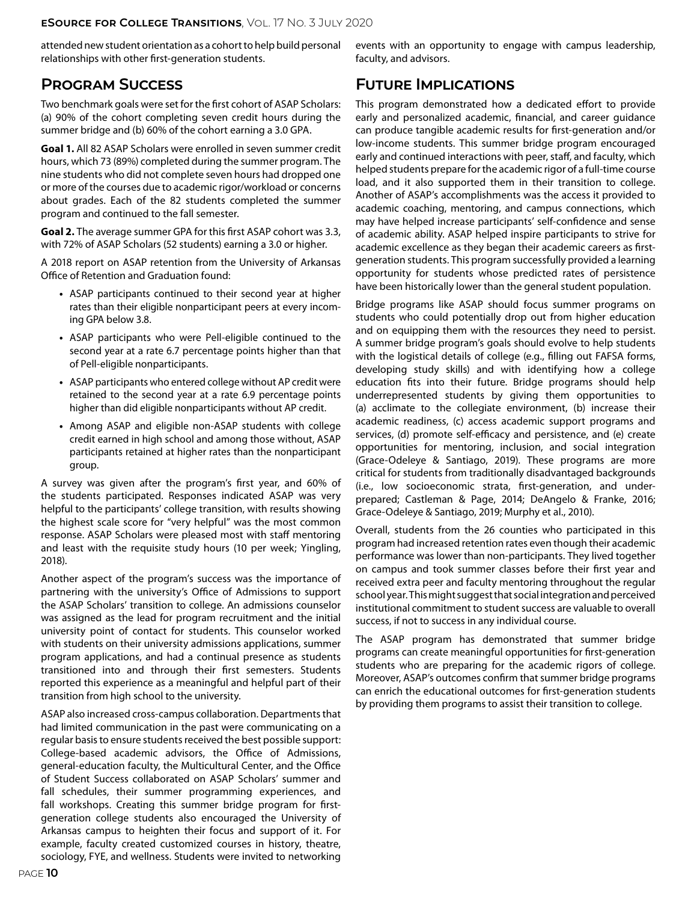attended new student orientation as a cohort to help build personal relationships with other first-generation students.

## Program Success

Two benchmark goals were set for the first cohort of ASAP Scholars: (a) 90% of the cohort completing seven credit hours during the summer bridge and (b) 60% of the cohort earning a 3.0 GPA.

**Goal 1.** All 82 ASAP Scholars were enrolled in seven summer credit hours, which 73 (89%) completed during the summer program. The nine students who did not complete seven hours had dropped one or more of the courses due to academic rigor/workload or concerns about grades. Each of the 82 students completed the summer program and continued to the fall semester.

**Goal 2.** The average summer GPA for this first ASAP cohort was 3.3, with 72% of ASAP Scholars (52 students) earning a 3.0 or higher.

A 2018 report on ASAP retention from the University of Arkansas Office of Retention and Graduation found:

- ASAP participants continued to their second year at higher rates than their eligible nonparticipant peers at every incoming GPA below 3.8.
- ASAP participants who were Pell-eligible continued to the second year at a rate 6.7 percentage points higher than that of Pell-eligible nonparticipants.
- ASAP participants who entered college without AP credit were retained to the second year at a rate 6.9 percentage points higher than did eligible nonparticipants without AP credit.
- Among ASAP and eligible non-ASAP students with college credit earned in high school and among those without, ASAP participants retained at higher rates than the nonparticipant group.

A survey was given after the program's first year, and 60% of the students participated. Responses indicated ASAP was very helpful to the participants' college transition, with results showing the highest scale score for "very helpful" was the most common response. ASAP Scholars were pleased most with staff mentoring and least with the requisite study hours (10 per week; Yingling, 2018).

Another aspect of the program's success was the importance of partnering with the university's Office of Admissions to support the ASAP Scholars' transition to college. An admissions counselor was assigned as the lead for program recruitment and the initial university point of contact for students. This counselor worked with students on their university admissions applications, summer program applications, and had a continual presence as students transitioned into and through their first semesters. Students reported this experience as a meaningful and helpful part of their transition from high school to the university.

ASAP also increased cross-campus collaboration. Departments that had limited communication in the past were communicating on a regular basis to ensure students received the best possible support: College-based academic advisors, the Office of Admissions, general-education faculty, the Multicultural Center, and the Office of Student Success collaborated on ASAP Scholars' summer and fall schedules, their summer programming experiences, and fall workshops. Creating this summer bridge program for first-generation college students also encouraged the University of Arkansas campus to heighten their focus and support of it. For example, faculty created customized courses in history, theatre, sociology, FYE, and wellness. Students were invited to networking events with an opportunity to engage with campus leadership, faculty, and advisors.

## Future Implications

This program demonstrated how a dedicated effort to provide early and personalized academic, financial, and career guidance can produce tangible academic results for first-generation and/or low-income students. This summer bridge program encouraged early and continued interactions with peer, staff, and faculty, which helped students prepare for the academic rigor of a full-time course load, and it also supported them in their transition to college. Another of ASAP's accomplishments was the access it provided to academic coaching, mentoring, and campus connections, which may have helped increase participants' self-confidence and sense of academic ability. ASAP helped inspire participants to strive for academic excellence as they began their academic careers as first-generation students. This program successfully provided a learning opportunity for students whose predicted rates of persistence have been historically lower than the general student population.

Bridge programs like ASAP should focus summer programs on students who could potentially drop out from higher education and on equipping them with the resources they need to persist. A summer bridge program's goals should evolve to help students with the logistical details of college (e.g., filling out FAFSA forms, developing study skills) and with identifying how a college education fits into their future. Bridge programs should help underrepresented students by giving them opportunities to (a) acclimate to the collegiate environment, (b) increase their academic readiness, (c) access academic support programs and services, (d) promote self-efficacy and persistence, and (e) create opportunities for mentoring, inclusion, and social integration (Grace-Odeleye & Santiago, 2019). These programs are more critical for students from traditionally disadvantaged backgrounds (i.e., low socioeconomic strata, first-generation, and under-prepared; Castleman & Page, 2014; DeAngelo & Franke, 2016; Grace-Odeleye & Santiago, 2019; Murphy et al., 2010).

Overall, students from the 26 counties who participated in this program had increased retention rates even though their academic performance was lower than non-participants. They lived together on campus and took summer classes before their first year and received extra peer and faculty mentoring throughout the regular school year. This might suggest that social integration and perceived institutional commitment to student success are valuable to overall success, if not to success in any individual course.

The ASAP program has demonstrated that summer bridge programs can create meaningful opportunities for first-generation students who are preparing for the academic rigors of college. Moreover, ASAP's outcomes confirm that summer bridge programs can enrich the educational outcomes for first-generation students by providing them programs to assist their transition to college.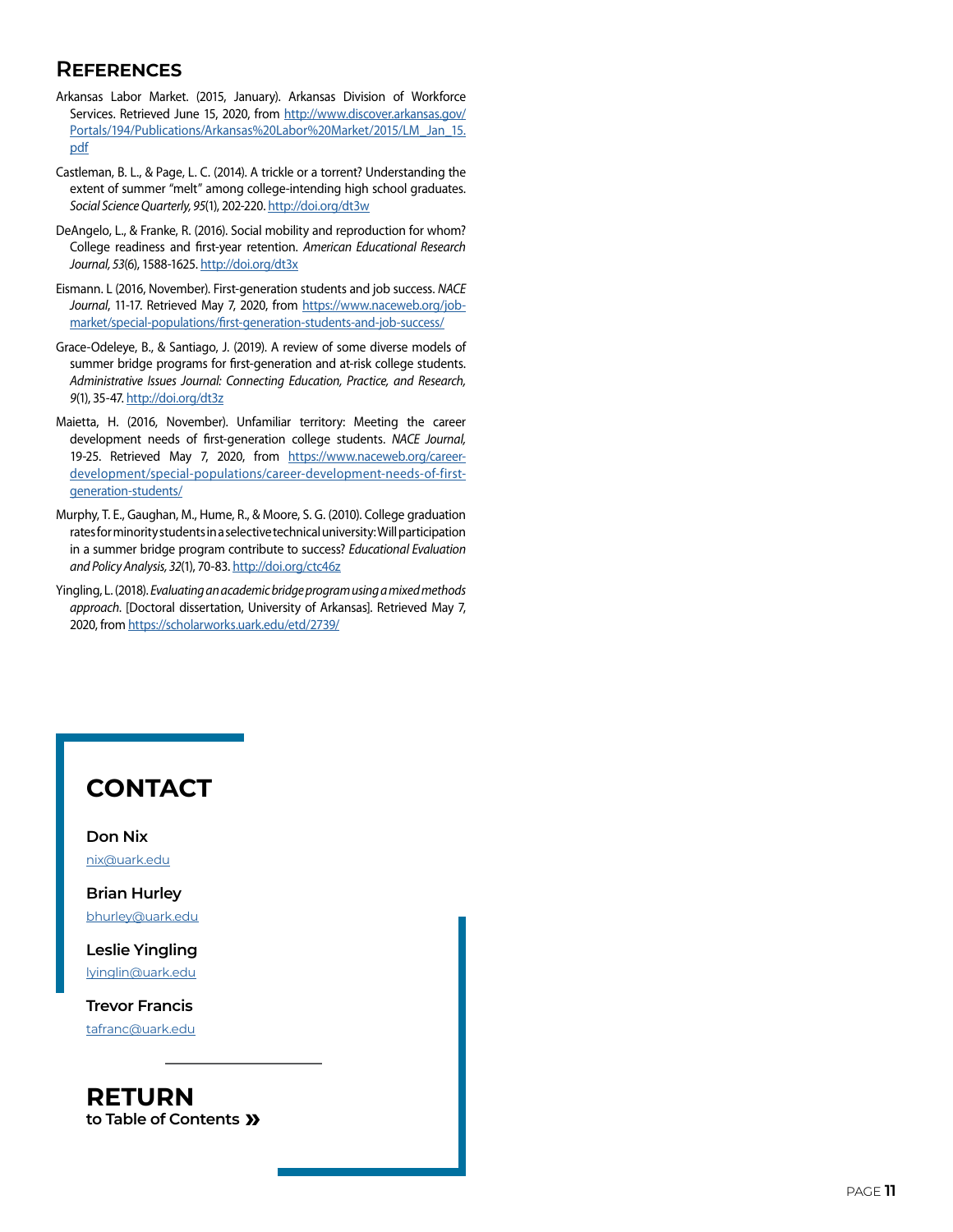## References

Arkansas Labor Market. (2015, January). Arkansas Division of Workforce Services. Retrieved June 15, 2020, from http://www.discover.arkansas.gov/Portals/194/Publications/Arkansas%20Labor%20Market/2015/LM_Jan_15.pdf

Castleman, B. L., & Page, L. C. (2014). A trickle or a torrent? Understanding the extent of summer "melt" among college-intending high school graduates. *Social Science Quarterly, 95*(1), 202-220. http://doi.org/dt3w

DeAngelo, L., & Franke, R. (2016). Social mobility and reproduction for whom? College readiness and first-year retention. *American Educational Research Journal, 53*(6), 1588-1625. http://doi.org/dt3x

Eismann. L (2016, November). First-generation students and job success. *NACE Journal*, 11-17. Retrieved May 7, 2020, from https://www.naceweb.org/job-market/special-populations/first-generation-students-and-job-success/

Grace-Odeleye, B., & Santiago, J. (2019). A review of some diverse models of summer bridge programs for first-generation and at-risk college students. *Administrative Issues Journal: Connecting Education, Practice, and Research, 9*(1), 35-47. http://doi.org/dt3z

Maietta, H. (2016, November). Unfamiliar territory: Meeting the career development needs of first-generation college students. *NACE Journal,* 19-25. Retrieved May 7, 2020, from https://www.naceweb.org/career-development/special-populations/career-development-needs-of-first-generation-students/

Murphy, T. E., Gaughan, M., Hume, R., & Moore, S. G. (2010). College graduation rates for minority students in a selective technical university: Will participation in a summer bridge program contribute to success? *Educational Evaluation and Policy Analysis, 32*(1), 70-83. http://doi.org/ctc46z

Yingling, L. (2018). *Evaluating an academic bridge program using a mixed methods approach*. [Doctoral dissertation, University of Arkansas]. Retrieved May 7, 2020, from https://scholarworks.uark.edu/etd/2739/

## CONTACT

**Don Nix**
nix@uark.edu

**Brian Hurley**
bhurley@uark.edu

**Leslie Yingling**
lyinglin@uark.edu

**Trevor Francis**
tafranc@uark.edu

**RETURN**
**to Table of Contents »**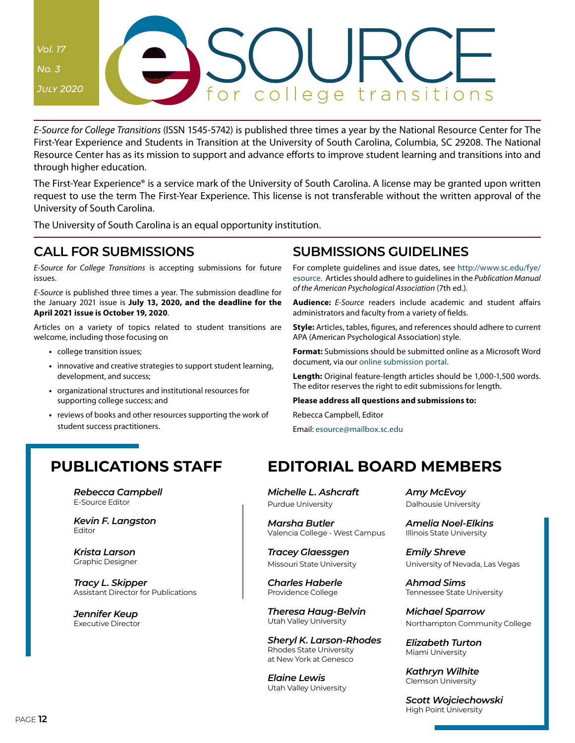Vol. 17

No. 3

July 2020

# E-SOURCE for college transitions

*E-Source for College Transitions* (ISSN 1545-5742) is published three times a year by the National Resource Center for The First-Year Experience and Students in Transition at the University of South Carolina, Columbia, SC 29208. The National Resource Center has as its mission to support and advance efforts to improve student learning and transitions into and through higher education.

The First-Year Experience® is a service mark of the University of South Carolina. A license may be granted upon written request to use the term The First-Year Experience. This license is not transferable without the written approval of the University of South Carolina.

The University of South Carolina is an equal opportunity institution.

## CALL FOR SUBMISSIONS

*E-Source for College Transitions* is accepting submissions for future issues.

*E-Source* is published three times a year. The submission deadline for the January 2021 issue is **July 13, 2020, and the deadline for the April 2021 issue is October 19, 2020**.

Articles on a variety of topics related to student transitions are welcome, including those focusing on

- college transition issues;
- innovative and creative strategies to support student learning, development, and success;
- organizational structures and institutional resources for supporting college success; and
- reviews of books and other resources supporting the work of student success practitioners.

## SUBMISSIONS GUIDELINES

For complete guidelines and issue dates, see http://www.sc.edu/fye/esource. Articles should adhere to guidelines in the *Publication Manual of the American Psychological Association* (7th ed.).

**Audience:** *E-Source* readers include academic and student affairs administrators and faculty from a variety of fields.

**Style:** Articles, tables, figures, and references should adhere to current APA (American Psychological Association) style.

**Format:** Submissions should be submitted online as a Microsoft Word document, via our online submission portal.

**Length:** Original feature-length articles should be 1,000-1,500 words. The editor reserves the right to edit submissions for length.

**Please address all questions and submissions to:**

Rebecca Campbell, Editor

Email: esource@mailbox.sc.edu

## PUBLICATIONS STAFF

***Rebecca Campbell***
E-Source Editor

***Kevin F. Langston***
Editor

***Krista Larson***
Graphic Designer

***Tracy L. Skipper***
Assistant Director for Publications

***Jennifer Keup***
Executive Director

## EDITORIAL BOARD MEMBERS

***Michelle L. Ashcraft***
Purdue University

***Marsha Butler***
Valencia College - West Campus

***Tracey Glaessgen***
Missouri State University

***Charles Haberle***
Providence College

***Theresa Haug-Belvin***
Utah Valley University

***Sheryl K. Larson-Rhodes***
Rhodes State University at New York at Genesco

***Elaine Lewis***
Utah Valley University

***Amy McEvoy***
Dalhousie University

***Amelia Noel-Elkins***
Illinois State University

***Emily Shreve***
University of Nevada, Las Vegas

***Ahmad Sims***
Tennessee State University

***Michael Sparrow***
Northampton Community College

***Elizabeth Turton***
Miami University

***Kathryn Wilhite***
Clemson University

***Scott Wojciechowski***
High Point University